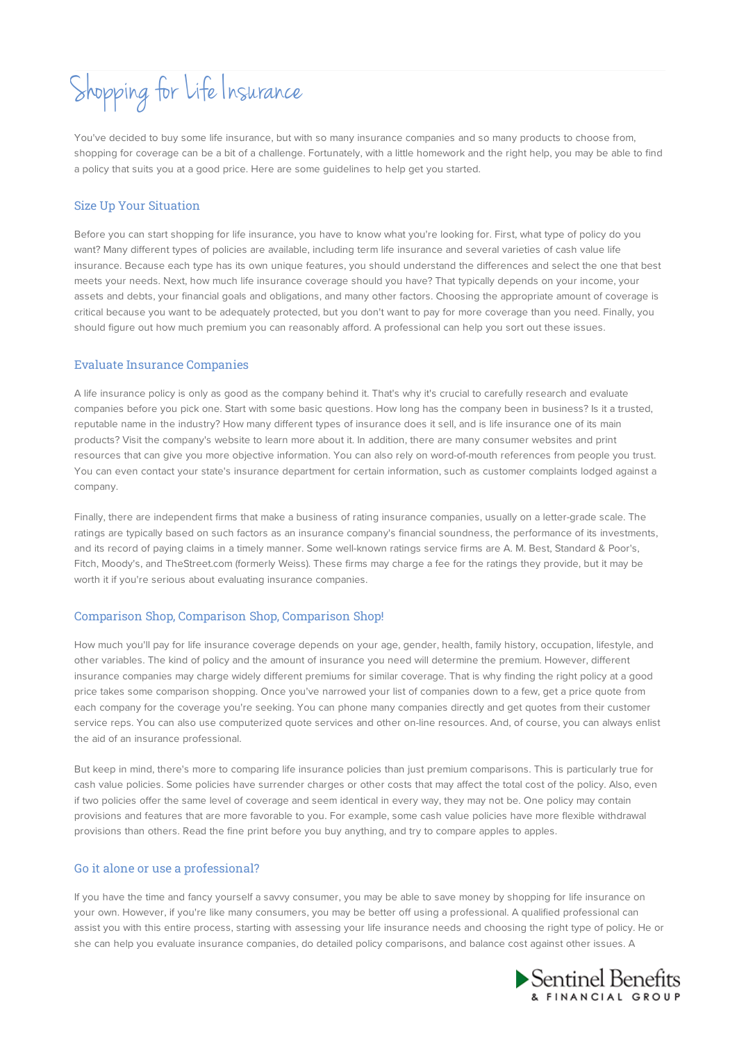# Shopping for Life Insurance

You've decided to buy some life insurance, but with so many insurance companies and so many products to choose from, shopping for coverage can be a bit of a challenge. Fortunately, with a little homework and the right help, you may be able to find a policy that suits you at a good price. Here are some guidelines to help get you started.

## Size Up Your Situation

Before you can start shopping for life insurance, you have to know what you're looking for. First, what type of policy do you want? Many different types of policies are available, including term life insurance and several varieties of cash value life insurance. Because each type has its own unique features, you should understand the differences and select the one that best meets your needs. Next, how much life insurance coverage should you have? That typically depends on your income, your assets and debts, your financial goals and obligations, and many other factors. Choosing the appropriate amount of coverage is critical because you want to be adequately protected, but you don't want to pay for more coverage than you need. Finally, you should figure out how much premium you can reasonably afford. A professional can help you sort out these issues.

## Evaluate Insurance Companies

A life insurance policy is only as good as the company behind it. That's why it's crucial to carefully research and evaluate companies before you pick one. Start with some basic questions. How long has the company been in business? Is it a trusted, reputable name in the industry? How many different types of insurance does it sell, and is life insurance one of its main products? Visit the company's website to learn more about it. In addition, there are many consumer websites and print resources that can give you more objective information. You can also rely on word-of-mouth references from people you trust. You can even contact your state's insurance department for certain information, such as customer complaints lodged against a company.

Finally, there are independent firms that make a business of rating insurance companies, usually on a letter-grade scale. The ratings are typically based on such factors as an insurance company's financial soundness, the performance of its investments, and its record of paying claims in a timely manner. Some well-known ratings service firms are A. M. Best, Standard & Poor's, Fitch, Moody's, and TheStreet.com (formerly Weiss). These firms may charge a fee for the ratings they provide, but it may be worth it if you're serious about evaluating insurance companies.

## Comparison Shop, Comparison Shop, Comparison Shop!

How much you'll pay for life insurance coverage depends on your age, gender, health, family history, occupation, lifestyle, and other variables. The kind of policy and the amount of insurance you need will determine the premium. However, different insurance companies may charge widely different premiums for similar coverage. That is why finding the right policy at a good price takes some comparison shopping. Once you've narrowed your list of companies down to a few, get a price quote from each company for the coverage you're seeking. You can phone many companies directly and get quotes from their customer service reps. You can also use computerized quote services and other on-line resources. And, of course, you can always enlist the aid of an insurance professional.

But keep in mind, there's more to comparing life insurance policies than just premium comparisons. This is particularly true for cash value policies. Some policies have surrender charges or other costs that may affect the total cost of the policy. Also, even if two policies offer the same level of coverage and seem identical in every way, they may not be. One policy may contain provisions and features that are more favorable to you. For example, some cash value policies have more flexible withdrawal provisions than others. Read the fine print before you buy anything, and try to compare apples to apples.

## Go it alone or use a professional?

If you have the time and fancy yourself a savvy consumer, you may be able to save money by shopping for life insurance on your own. However, if you're like many consumers, you may be better off using a professional. A qualified professional can assist you with this entire process, starting with assessing your life insurance needs and choosing the right type of policy. He or she can help you evaluate insurance companies, do detailed policy comparisons, and balance cost against other issues. A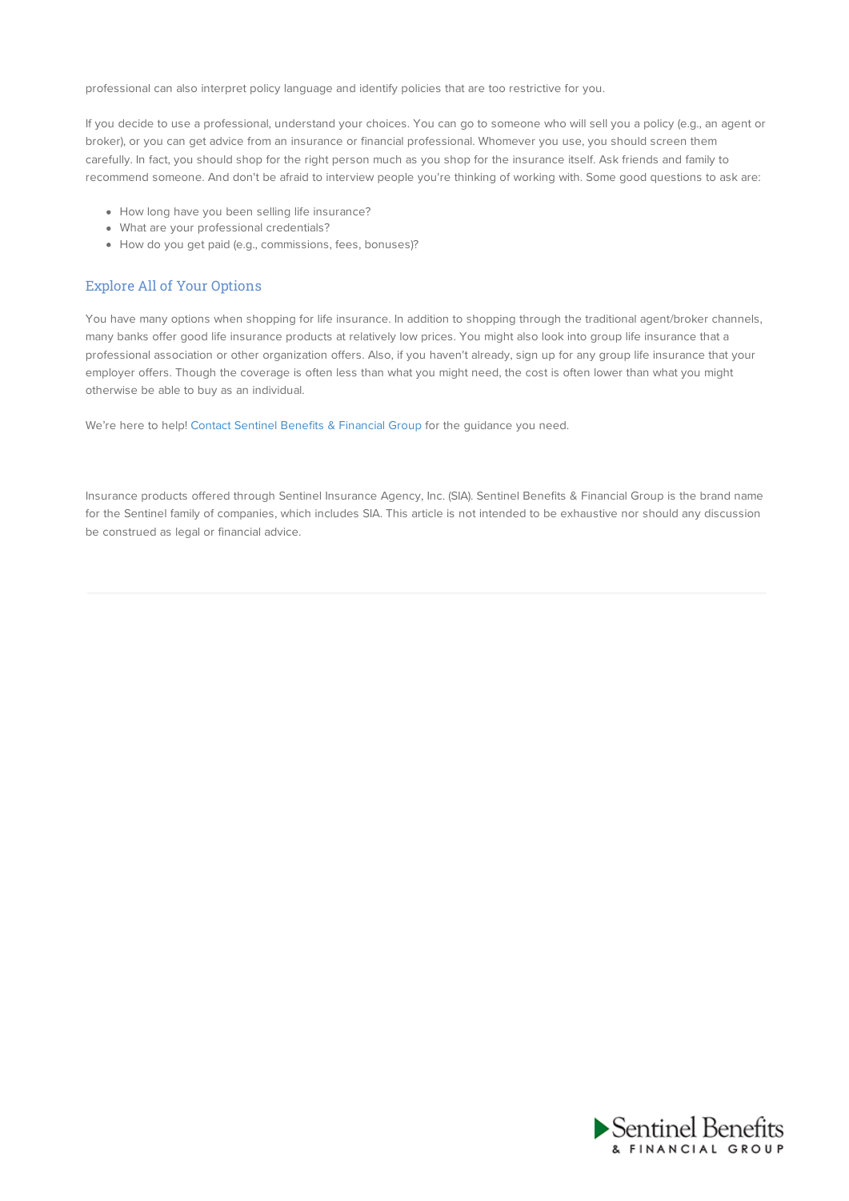professional can also interpret policy language and identify policies that are too restrictive for you.

If you decide to use a professional, understand your choices. You can go to someone who will sell you a policy (e.g., an agent or broker), or you can get advice from an insurance or financial professional. Whomever you use, you should screen them carefully. In fact, you should shop for the right person much as you shop for the insurance itself. Ask friends and family to recommend someone. And don't be afraid to interview people you're thinking of working with. Some good questions to ask are:

- How long have you been selling life insurance?
- What are your professional credentials?
- How do you get paid (e.g., commissions, fees, bonuses)?

## Explore All of Your Options

You have many options when shopping for life insurance. In addition to shopping through the traditional agent/broker channels, many banks offer good life insurance products at relatively low prices. You might also look into group life insurance that a professional association or other organization offers. Also, if you haven't already, sign up for any group life insurance that your employer offers. Though the coverage is often less than what you might need, the cost is often lower than what you might otherwise be able to buy as an individual.

We're here to help! Contact Sentinel Benefits & Financial Group for the guidance you need.

Insurance products offered through Sentinel Insurance Agency, Inc. (SIA). Sentinel Benefits & Financial Group is the brand name for the Sentinel family of companies, which includes SIA. This article is not intended to be exhaustive nor should any discussion be construed as legal or financial advice.

Sentinel Benefits & FINANCIAL GROUP